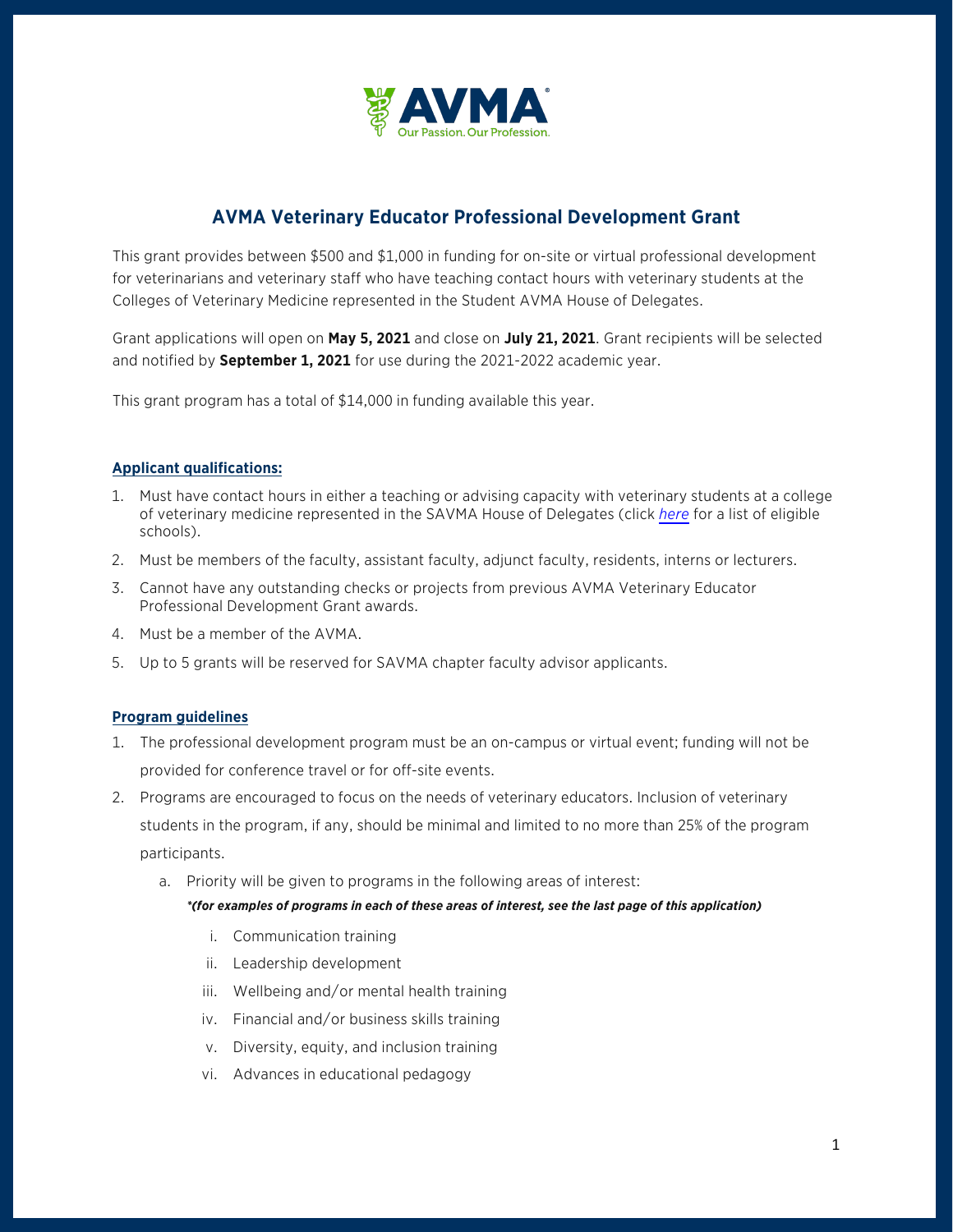# AVMA Veterinary Educator Professional Development Grant

This grant provides between $500 and $1,000 in funding for on-site or virtual professional development for veterinarians and veterinary staff who have teaching contact hours with veterinary students at the Colleges of Veterinary Medicine represented in the Student AVMA House of Delegates.

Grant applications will open on **May 5, 2021** and close on **July 21, 2021**. Grant recipients will be selected and notified by **September 1, 2021** for use during the 2021-2022 academic year.

This grant program has a total of $14,000 in funding available this year.

## Applicant qualifications:

1. Must have contact hours in either a teaching or advising capacity with veterinary students at a college of veterinary medicine represented in the SAVMA House of Delegates (click *here* for a list of eligible schools).
2. Must be members of the faculty, assistant faculty, adjunct faculty, residents, interns or lecturers.
3. Cannot have any outstanding checks or projects from previous AVMA Veterinary Educator Professional Development Grant awards.
4. Must be a member of the AVMA.
5. Up to 5 grants will be reserved for SAVMA chapter faculty advisor applicants.

## Program guidelines

1. The professional development program must be an on-campus or virtual event; funding will not be provided for conference travel or for off-site events.
2. Programs are encouraged to focus on the needs of veterinary educators. Inclusion of veterinary students in the program, if any, should be minimal and limited to no more than 25% of the program participants.
   a. Priority will be given to programs in the following areas of interest:
      ***(for examples of programs in each of these areas of interest, see the last page of this application)***
      i. Communication training
      ii. Leadership development
      iii. Wellbeing and/or mental health training
      iv. Financial and/or business skills training
      v. Diversity, equity, and inclusion training
      vi. Advances in educational pedagogy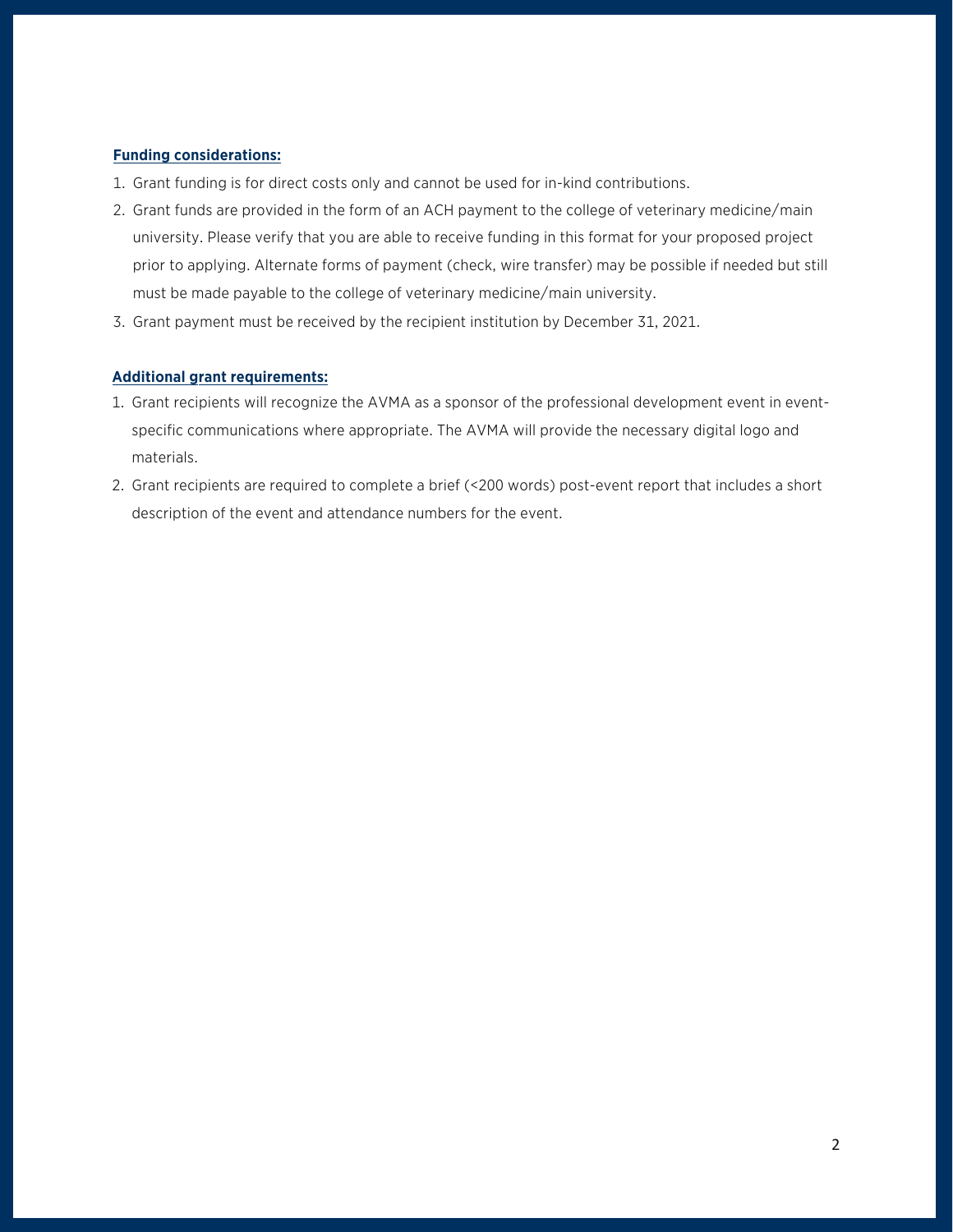**Funding considerations:**

1. Grant funding is for direct costs only and cannot be used for in-kind contributions.
2. Grant funds are provided in the form of an ACH payment to the college of veterinary medicine/main university. Please verify that you are able to receive funding in this format for your proposed project prior to applying. Alternate forms of payment (check, wire transfer) may be possible if needed but still must be made payable to the college of veterinary medicine/main university.
3. Grant payment must be received by the recipient institution by December 31, 2021.

**Additional grant requirements:**

1. Grant recipients will recognize the AVMA as a sponsor of the professional development event in event-specific communications where appropriate. The AVMA will provide the necessary digital logo and materials.
2. Grant recipients are required to complete a brief (<200 words) post-event report that includes a short description of the event and attendance numbers for the event.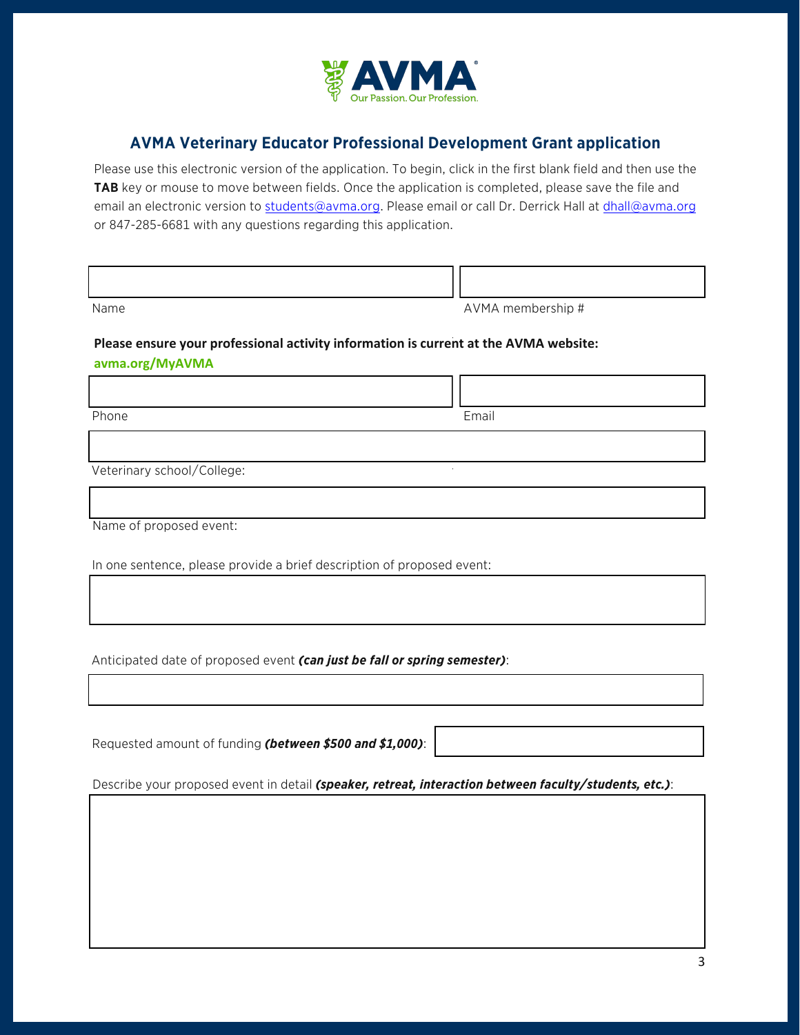## AVMA Veterinary Educator Professional Development Grant application

Please use this electronic version of the application. To begin, click in the first blank field and then use the **TAB** key or mouse to move between fields. Once the application is completed, please save the file and email an electronic version to students@avma.org. Please email or call Dr. Derrick Hall at dhall@avma.org or 847-285-6681 with any questions regarding this application.

Name

AVMA membership #

**Please ensure your professional activity information is current at the AVMA website: avma.org/MyAVMA**

Phone

Email

Veterinary school/College:

Name of proposed event:

In one sentence, please provide a brief description of proposed event:

Anticipated date of proposed event ***(can just be fall or spring semester)***:

Requested amount of funding ***(between $500 and $1,000)***:

Describe your proposed event in detail ***(speaker, retreat, interaction between faculty/students, etc.)***: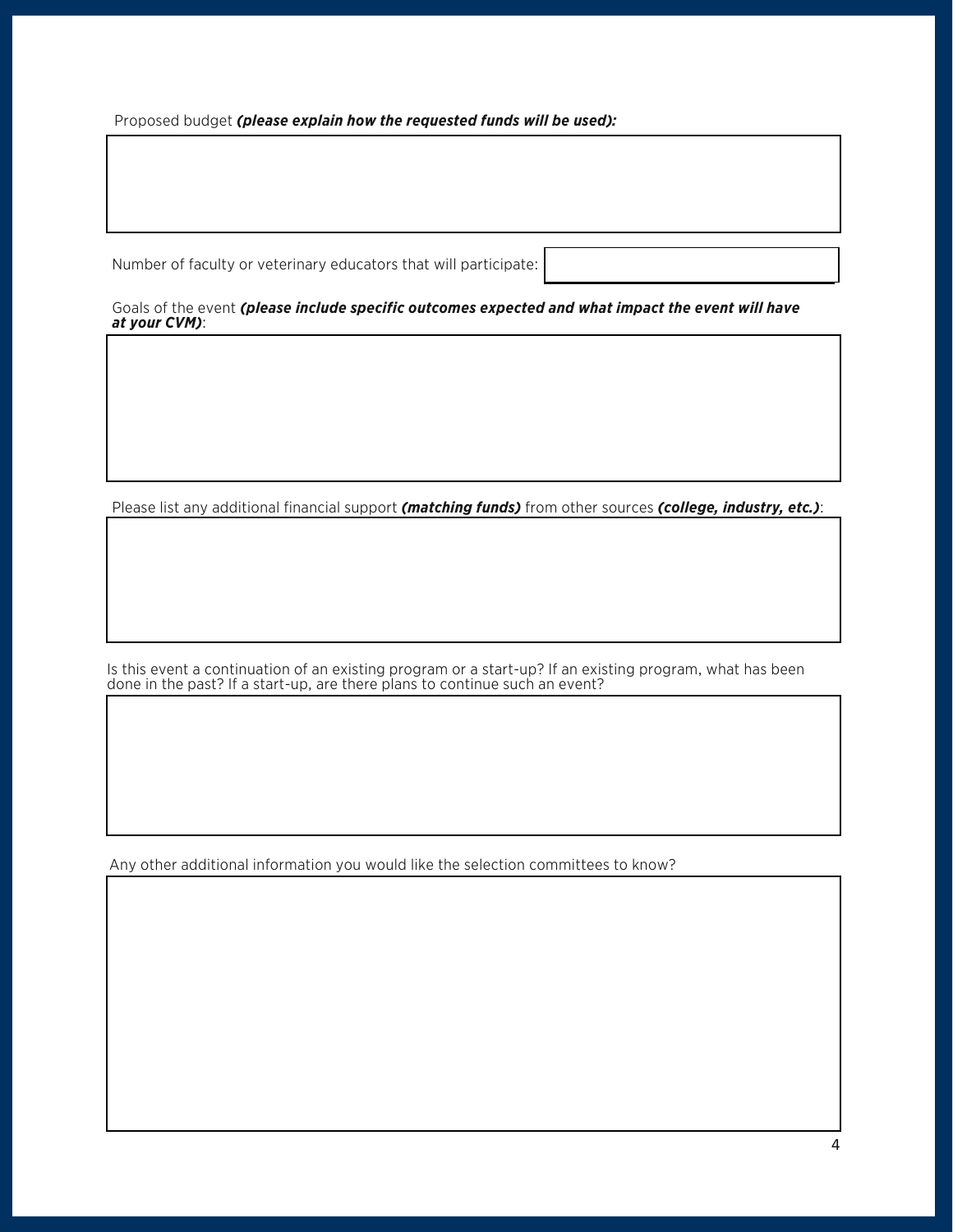Proposed budget ***(please explain how the requested funds will be used):***

Number of faculty or veterinary educators that will participate:

Goals of the event ***(please include specific outcomes expected and what impact the event will have at your CVM)***:

Please list any additional financial support ***(matching funds)*** from other sources ***(college, industry, etc.)***:

Is this event a continuation of an existing program or a start-up? If an existing program, what has been done in the past? If a start-up, are there plans to continue such an event?

Any other additional information you would like the selection committees to know?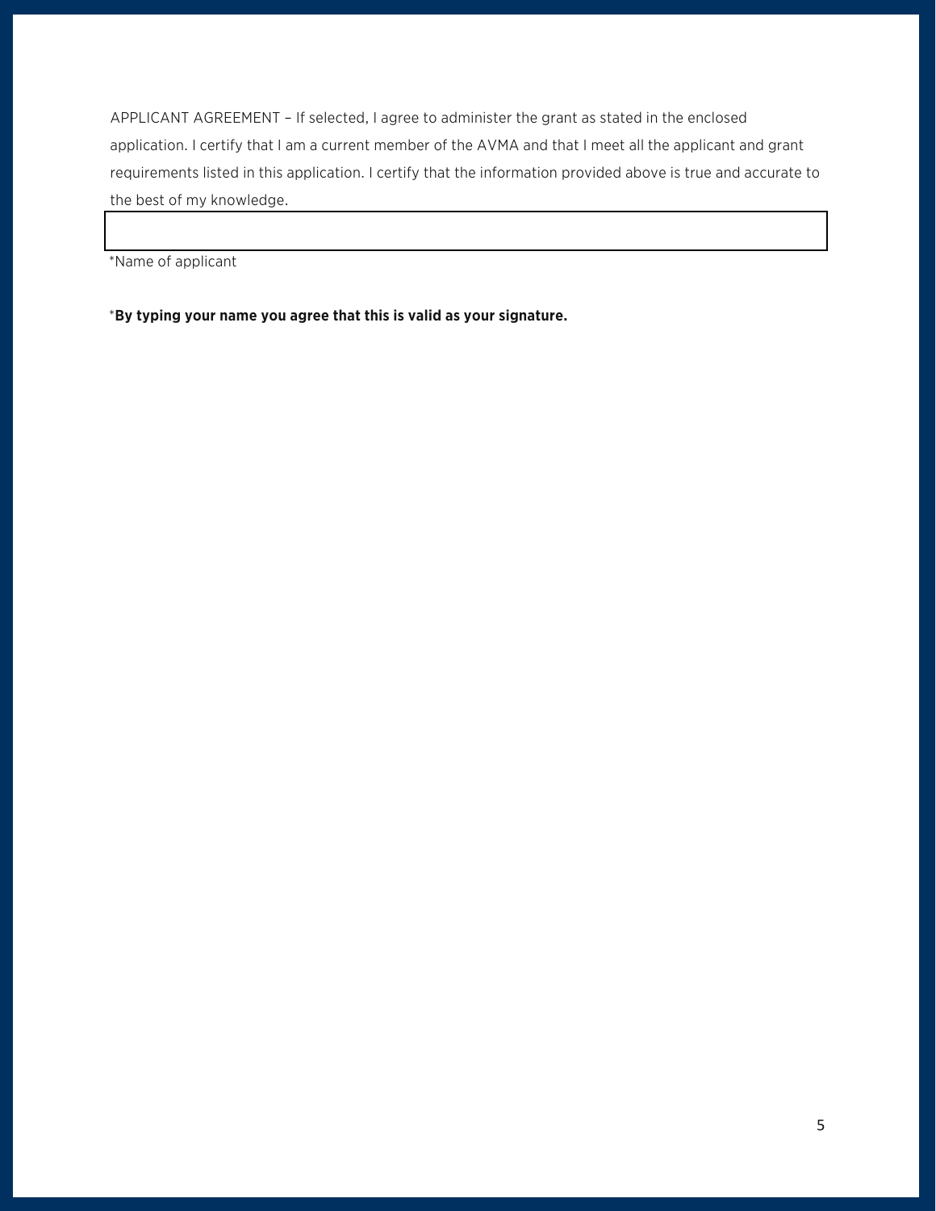APPLICANT AGREEMENT – If selected, I agree to administer the grant as stated in the enclosed application. I certify that I am a current member of the AVMA and that I meet all the applicant and grant requirements listed in this application. I certify that the information provided above is true and accurate to the best of my knowledge.

| |
|---|

*Name of applicant

***By typing your name you agree that this is valid as your signature.**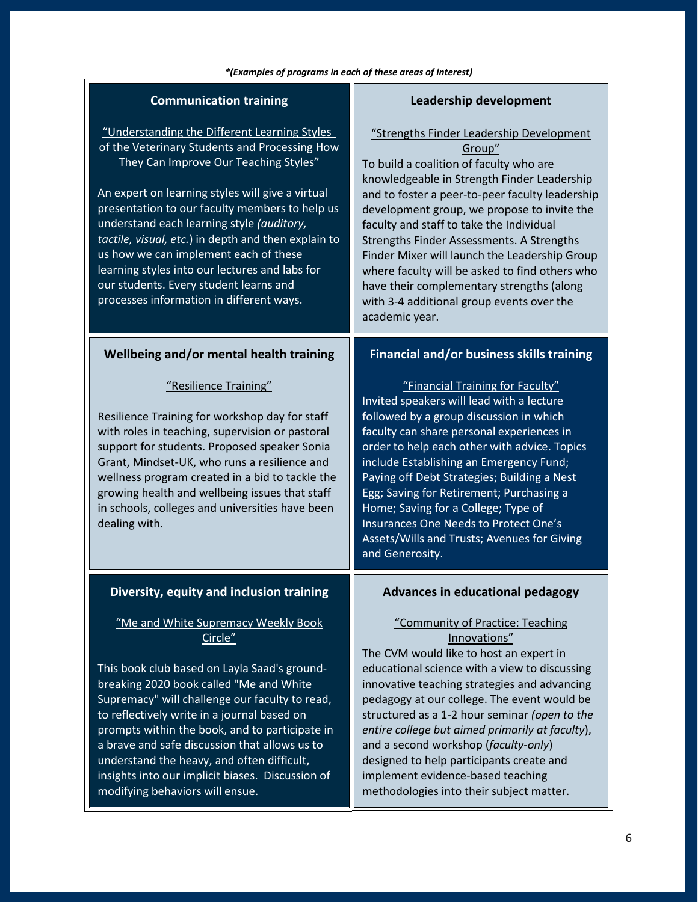***(Examples of programs in each of these areas of interest)***

### Communication training

"Understanding the Different Learning Styles of the Veterinary Students and Processing How They Can Improve Our Teaching Styles"

An expert on learning styles will give a virtual presentation to our faculty members to help us understand each learning style *(auditory, tactile, visual, etc.*) in depth and then explain to us how we can implement each of these learning styles into our lectures and labs for our students. Every student learns and processes information in different ways.

### Leadership development

"Strengths Finder Leadership Development Group"

To build a coalition of faculty who are knowledgeable in Strength Finder Leadership and to foster a peer-to-peer faculty leadership development group, we propose to invite the faculty and staff to take the Individual Strengths Finder Assessments. A Strengths Finder Mixer will launch the Leadership Group where faculty will be asked to find others who have their complementary strengths (along with 3-4 additional group events over the academic year.

### Wellbeing and/or mental health training

"Resilience Training"

Resilience Training for workshop day for staff with roles in teaching, supervision or pastoral support for students. Proposed speaker Sonia Grant, Mindset-UK, who runs a resilience and wellness program created in a bid to tackle the growing health and wellbeing issues that staff in schools, colleges and universities have been dealing with.

### Financial and/or business skills training

"Financial Training for Faculty"

Invited speakers will lead with a lecture followed by a group discussion in which faculty can share personal experiences in order to help each other with advice. Topics include Establishing an Emergency Fund; Paying off Debt Strategies; Building a Nest Egg; Saving for Retirement; Purchasing a Home; Saving for a College; Type of Insurances One Needs to Protect One's Assets/Wills and Trusts; Avenues for Giving and Generosity.

### Diversity, equity and inclusion training

"Me and White Supremacy Weekly Book Circle"

This book club based on Layla Saad's ground-breaking 2020 book called "Me and White Supremacy" will challenge our faculty to read, to reflectively write in a journal based on prompts within the book, and to participate in a brave and safe discussion that allows us to understand the heavy, and often difficult, insights into our implicit biases. Discussion of modifying behaviors will ensue.

### Advances in educational pedagogy

"Community of Practice: Teaching Innovations"

The CVM would like to host an expert in educational science with a view to discussing innovative teaching strategies and advancing pedagogy at our college. The event would be structured as a 1-2 hour seminar *(open to the entire college but aimed primarily at faculty*), and a second workshop (*faculty-only*) designed to help participants create and implement evidence-based teaching methodologies into their subject matter.